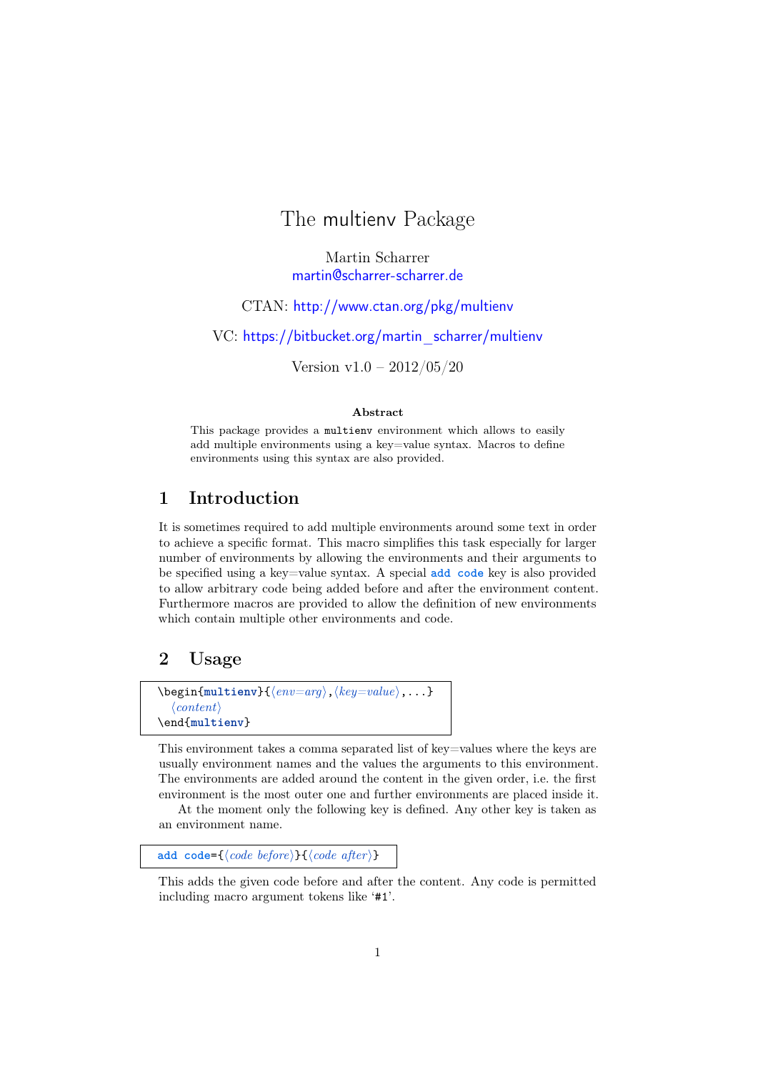# The multienv Package

Martin Scharrer
martin@scharrer-scharrer.de

CTAN: http://www.ctan.org/pkg/multienv

VC: https://bitbucket.org/martin_scharrer/multienv

Version v1.0 – 2012/05/20

**Abstract**

This package provides a `multienv` environment which allows to easily add multiple environments using a key=value syntax. Macros to define environments using this syntax are also provided.

## 1 Introduction

It is sometimes required to add multiple environments around some text in order to achieve a specific format. This macro simplifies this task especially for larger number of environments by allowing the environments and their arguments to be specified using a key=value syntax. A special `add code` key is also provided to allow arbitrary code being added before and after the environment content. Furthermore macros are provided to allow the definition of new environments which contain multiple other environments and code.

## 2 Usage

```
\begin{multienv}{⟨env=arg⟩,⟨key=value⟩,...}
  ⟨content⟩
\end{multienv}
```

This environment takes a comma separated list of key=values where the keys are usually environment names and the values the arguments to this environment. The environments are added around the content in the given order, i.e. the first environment is the most outer one and further environments are placed inside it.

At the moment only the following key is defined. Any other key is taken as an environment name.

```
add code={⟨code before⟩}{⟨code after⟩}
```

This adds the given code before and after the content. Any code is permitted including macro argument tokens like '`#1`'.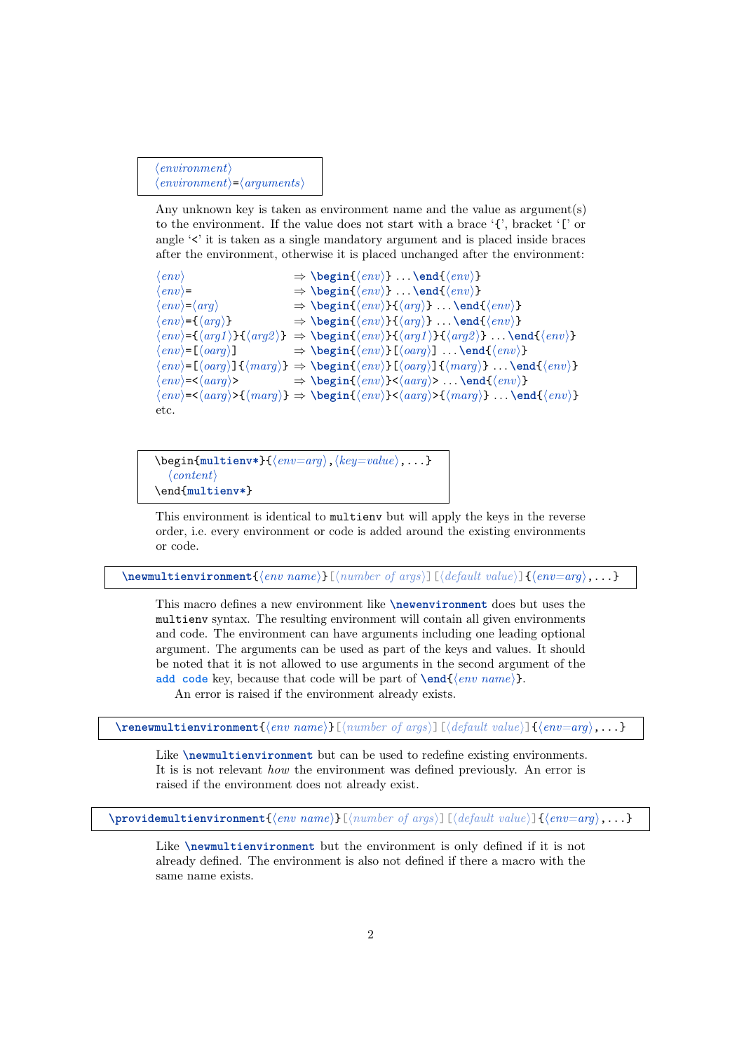```
⟨environment⟩
⟨environment⟩=⟨arguments⟩
```

Any unknown key is taken as environment name and the value as argument(s) to the environment. If the value does not start with a brace '{', bracket '[' or angle '<' it is taken as a single mandatory argument and is placed inside braces after the environment, otherwise it is placed unchanged after the environment:

```
⟨env⟩                        ⇒ \begin{⟨env⟩} ... \end{⟨env⟩}
⟨env⟩=                       ⇒ \begin{⟨env⟩} ... \end{⟨env⟩}
⟨env⟩=⟨arg⟩                  ⇒ \begin{⟨env⟩}{⟨arg⟩} ... \end{⟨env⟩}
⟨env⟩={⟨arg⟩}                ⇒ \begin{⟨env⟩}{⟨arg⟩} ... \end{⟨env⟩}
⟨env⟩={⟨arg1⟩}{⟨arg2⟩}       ⇒ \begin{⟨env⟩}{⟨arg1⟩}{⟨arg2⟩} ... \end{⟨env⟩}
⟨env⟩=[⟨oarg⟩]               ⇒ \begin{⟨env⟩}[⟨oarg⟩] ... \end{⟨env⟩}
⟨env⟩=[⟨oarg⟩]{⟨marg⟩}       ⇒ \begin{⟨env⟩}[⟨oarg⟩]{⟨marg⟩} ... \end{⟨env⟩}
⟨env⟩=<⟨aarg⟩>               ⇒ \begin{⟨env⟩}<⟨aarg⟩> ... \end{⟨env⟩}
⟨env⟩=<⟨aarg⟩>{⟨marg⟩}       ⇒ \begin{⟨env⟩}<⟨aarg⟩>{⟨marg⟩} ... \end{⟨env⟩}
```

etc.

```
\begin{multienv*}{⟨env=arg⟩,⟨key=value⟩,...}
  ⟨content⟩
\end{multienv*}
```

This environment is identical to `multienv` but will apply the keys in the reverse order, i.e. every environment or code is added around the existing environments or code.

```
\newmultienvironment{⟨env name⟩}[⟨number of args⟩][⟨default value⟩]{⟨env=arg⟩,...}
```

This macro defines a new environment like `\newenvironment` does but uses the `multienv` syntax. The resulting environment will contain all given environments and code. The environment can have arguments including one leading optional argument. The arguments can be used as part of the keys and values. It should be noted that it is not allowed to use arguments in the second argument of the `add code` key, because that code will be part of `\end{⟨env name⟩}`.

An error is raised if the environment already exists.

```
\renewmultienvironment{⟨env name⟩}[⟨number of args⟩][⟨default value⟩]{⟨env=arg⟩,...}
```

Like `\newmultienvironment` but can be used to redefine existing environments. It is is not relevant *how* the environment was defined previously. An error is raised if the environment does not already exist.

```
\providemultienvironment{⟨env name⟩}[⟨number of args⟩][⟨default value⟩]{⟨env=arg⟩,...}
```

Like `\newmultienvironment` but the environment is only defined if it is not already defined. The environment is also not defined if there a macro with the same name exists.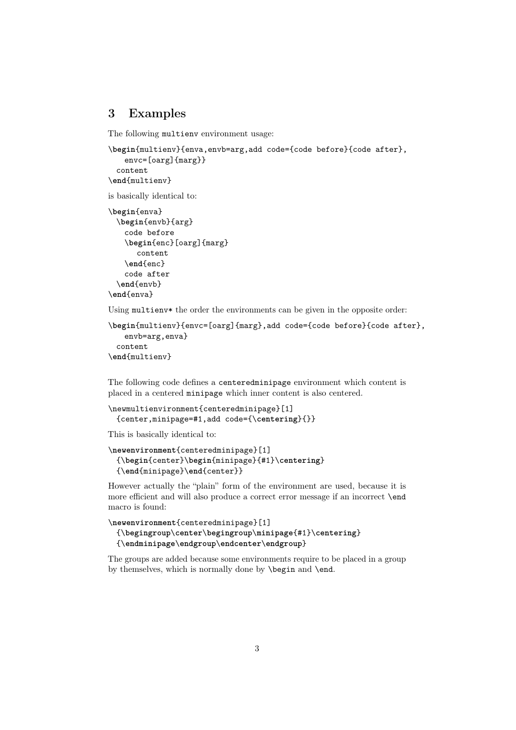## 3 Examples

The following `multienv` environment usage:

```
\begin{multienv}{enva,envb=arg,add code={code before}{code after},
    envc=[oarg]{marg}}
  content
\end{multienv}
```

is basically identical to:

```
\begin{enva}
  \begin{envb}{arg}
    code before
    \begin{enc}[oarg]{marg}
      content
    \end{enc}
    code after
  \end{envb}
\end{enva}
```

Using `multienv*` the order the environments can be given in the opposite order:

```
\begin{multienv}{envc=[oarg]{marg},add code={code before}{code after},
    envb=arg,enva}
  content
\end{multienv}
```

The following code defines a `centeredminipage` environment which content is placed in a centered `minipage` which inner content is also centered.

```
\newmultienvironment{centeredminipage}[1]
  {center,minipage=#1,add code={\centering}{}}
```

This is basically identical to:

```
\newenvironment{centeredminipage}[1]
  {\begin{center}\begin{minipage}{#1}\centering}
  {\end{minipage}\end{center}}
```

However actually the "plain" form of the environment are used, because it is more efficient and will also produce a correct error message if an incorrect `\end` macro is found:

```
\newenvironment{centeredminipage}[1]
  {\begingroup\center\begingroup\minipage{#1}\centering}
  {\endminipage\endgroup\endcenter\endgroup}
```

The groups are added because some environments require to be placed in a group by themselves, which is normally done by `\begin` and `\end`.